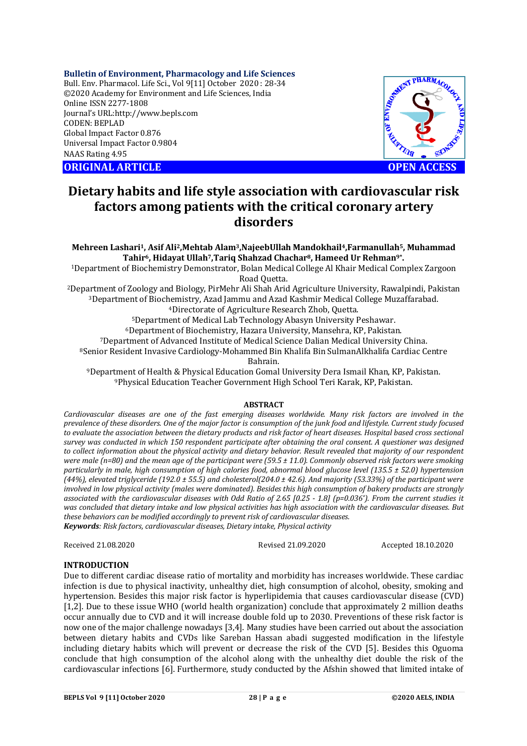Bulletin of Environment, Pharmacology and Life Sciences
Bull. Env. Pharmacol. Life Sci., Vol 9[11] October 2020 : 28-34
©2020 Academy for Environment and Life Sciences, India
Online ISSN 2277-1808
Journal's URL:http://www.bepls.com
CODEN: BEPLAD
Global Impact Factor 0.876
Universal Impact Factor 0.9804
NAAS Rating 4.95

**ORIGINAL ARTICLE** **OPEN ACCESS**

# Dietary habits and life style association with cardiovascular risk factors among patients with the critical coronary artery disorders

**Mehreen Lashari[1], Asif Ali[2], Mehtab Alam[3], NajeebUllah Mandokhail[4], Farmanullah[5], Muhammad Tahir[6], Hidayat Ullah[7], Tariq Shahzad Chachar[8], Hameed Ur Rehman[9*].**

[1]Department of Biochemistry Demonstrator, Bolan Medical College Al Khair Medical Complex Zargoon Road Quetta.
[2]Department of Zoology and Biology, PirMehr Ali Shah Arid Agriculture University, Rawalpindi, Pakistan
[3]Department of Biochemistry, Azad Jammu and Azad Kashmir Medical College Muzaffarabad.
[4]Directorate of Agriculture Research Zhob, Quetta.
[5]Department of Medical Lab Technology Abasyn University Peshawar.
[6]Department of Biochemistry, Hazara University, Mansehra, KP, Pakistan.
[7]Department of Advanced Institute of Medical Science Dalian Medical University China.
[8]Senior Resident Invasive Cardiology-Mohammed Bin Khalifa Bin SulmanAlkhalifa Cardiac Centre Bahrain.
[9]Department of Health & Physical Education Gomal University Dera Ismail Khan, KP, Pakistan.
[9]Physical Education Teacher Government High School Teri Karak, KP, Pakistan.

## ABSTRACT

*Cardiovascular diseases are one of the fast emerging diseases worldwide. Many risk factors are involved in the prevalence of these disorders. One of the major factor is consumption of the junk food and lifestyle. Current study focused to evaluate the association between the dietary products and risk factor of heart diseases. Hospital based cross sectional survey was conducted in which 150 respondent participate after obtaining the oral consent. A questioner was designed to collect information about the physical activity and dietary behavior. Result revealed that majority of our respondent were male (n=80) and the mean age of the participant were (59.5 ± 11.0). Commonly observed risk factors were smoking particularly in male, high consumption of high calories food, abnormal blood glucose level (135.5 ± 52.0) hypertension (44%), elevated triglyceride (192.0 ± 55.5) and cholesterol(204.0 ± 42.6). And majority (53.33%) of the participant were involved in low physical activity (males were dominated). Besides this high consumption of bakery products are strongly associated with the cardiovascular diseases with Odd Ratio of 2.65 [0.25 - 1.8] (p=0.036\*). From the current studies it was concluded that dietary intake and low physical activities has high association with the cardiovascular diseases. But these behaviors can be modified accordingly to prevent risk of cardiovascular diseases.*

***Keywords****: Risk factors, cardiovascular diseases, Dietary intake, Physical activity*

Received 21.08.2020 Revised 21.09.2020 Accepted 18.10.2020

## INTRODUCTION

Due to different cardiac disease ratio of mortality and morbidity has increases worldwide. These cardiac infection is due to physical inactivity, unhealthy diet, high consumption of alcohol, obesity, smoking and hypertension. Besides this major risk factor is hyperlipidemia that causes cardiovascular disease (CVD) [1,2]. Due to these issue WHO (world health organization) conclude that approximately 2 million deaths occur annually due to CVD and it will increase double fold up to 2030. Preventions of these risk factor is now one of the major challenge nowadays [3,4]. Many studies have been carried out about the association between dietary habits and CVDs like Sareban Hassan abadi suggested modification in the lifestyle including dietary habits which will prevent or decrease the risk of the CVD [5]. Besides this Oguoma conclude that high consumption of the alcohol along with the unhealthy diet double the risk of the cardiovascular infections [6]. Furthermore, study conducted by the Afshin showed that limited intake of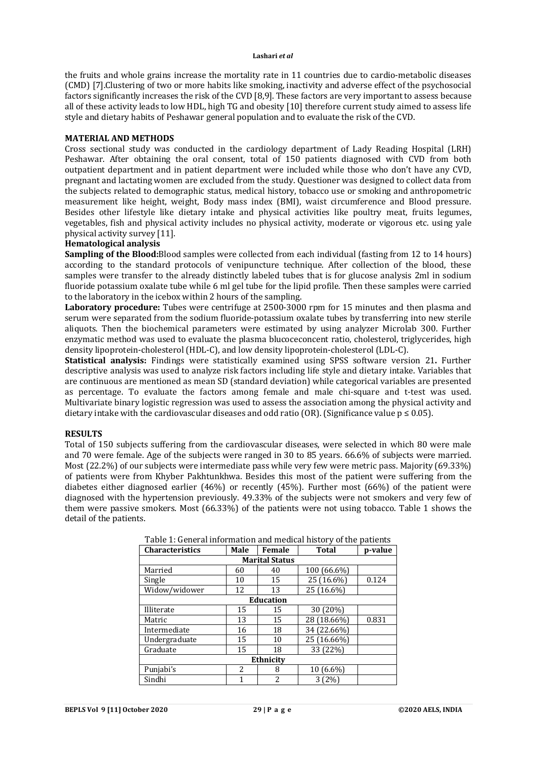the fruits and whole grains increase the mortality rate in 11 countries due to cardio-metabolic diseases (CMD) [7].Clustering of two or more habits like smoking, inactivity and adverse effect of the psychosocial factors significantly increases the risk of the CVD [8,9]. These factors are very important to assess because all of these activity leads to low HDL, high TG and obesity [10] therefore current study aimed to assess life style and dietary habits of Peshawar general population and to evaluate the risk of the CVD.

## MATERIAL AND METHODS

Cross sectional study was conducted in the cardiology department of Lady Reading Hospital (LRH) Peshawar. After obtaining the oral consent, total of 150 patients diagnosed with CVD from both outpatient department and in patient department were included while those who don't have any CVD, pregnant and lactating women are excluded from the study. Questioner was designed to collect data from the subjects related to demographic status, medical history, tobacco use or smoking and anthropometric measurement like height, weight, Body mass index (BMI), waist circumference and Blood pressure. Besides other lifestyle like dietary intake and physical activities like poultry meat, fruits legumes, vegetables, fish and physical activity includes no physical activity, moderate or vigorous etc. using yale physical activity survey [11].

### Hematological analysis

**Sampling of the Blood:**Blood samples were collected from each individual (fasting from 12 to 14 hours) according to the standard protocols of venipuncture technique. After collection of the blood, these samples were transfer to the already distinctly labeled tubes that is for glucose analysis 2ml in sodium fluoride potassium oxalate tube while 6 ml gel tube for the lipid profile. Then these samples were carried to the laboratory in the icebox within 2 hours of the sampling.

**Laboratory procedure:** Tubes were centrifuge at 2500-3000 rpm for 15 minutes and then plasma and serum were separated from the sodium fluoride-potassium oxalate tubes by transferring into new sterile aliquots. Then the biochemical parameters were estimated by using analyzer Microlab 300. Further enzymatic method was used to evaluate the plasma blucoceconcent ratio, cholesterol, triglycerides, high density lipoprotein-cholesterol (HDL-C), and low density lipoprotein-cholesterol (LDL-C).

**Statistical analysis:** Findings were statistically examined using SPSS software version 21**.** Further descriptive analysis was used to analyze risk factors including life style and dietary intake. Variables that are continuous are mentioned as mean SD (standard deviation) while categorical variables are presented as percentage. To evaluate the factors among female and male chi-square and t-test was used. Multivariate binary logistic regression was used to assess the association among the physical activity and dietary intake with the cardiovascular diseases and odd ratio (OR). (Significance value $p \leq 0.05$).

## RESULTS

Total of 150 subjects suffering from the cardiovascular diseases, were selected in which 80 were male and 70 were female. Age of the subjects were ranged in 30 to 85 years. 66.6% of subjects were married. Most (22.2%) of our subjects were intermediate pass while very few were metric pass. Majority (69.33%) of patients were from Khyber Pakhtunkhwa. Besides this most of the patient were suffering from the diabetes either diagnosed earlier (46%) or recently (45%). Further most (66%) of the patient were diagnosed with the hypertension previously. 49.33% of the subjects were not smokers and very few of them were passive smokers. Most (66.33%) of the patients were not using tobacco. Table 1 shows the detail of the patients.

Table 1: General information and medical history of the patients

| Characteristics | Male | Female | Total | p-value |
|---|---|---|---|---|
| **Marital Status** | | | | |
| Married | 60 | 40 | 100 (66.6%) | |
| Single | 10 | 15 | 25 (16.6%) | 0.124 |
| Widow/widower | 12 | 13 | 25 (16.6%) | |
| **Education** | | | | |
| Illiterate | 15 | 15 | 30 (20%) | |
| Matric | 13 | 15 | 28 (18.66%) | 0.831 |
| Intermediate | 16 | 18 | 34 (22.66%) | |
| Undergraduate | 15 | 10 | 25 (16.66%) | |
| Graduate | 15 | 18 | 33 (22%) | |
| **Ethnicity** | | | | |
| Punjabi's | 2 | 8 | 10 (6.6%) | |
| Sindhi | 1 | 2 | 3 (2%) | |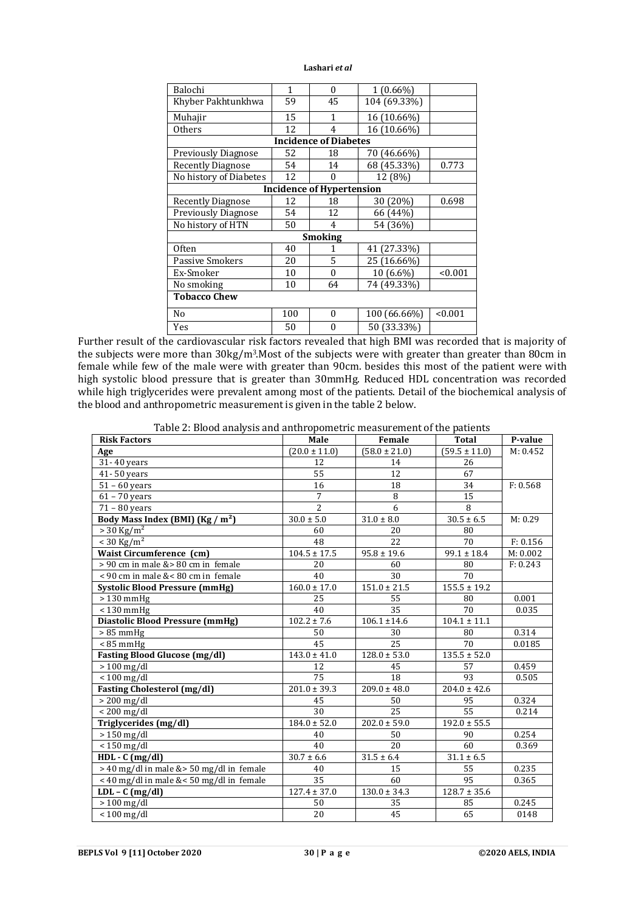| Balochi | 1 | 0 | 1 (0.66%) | |
|---|---|---|---|---|
| Khyber Pakhtunkhwa | 59 | 45 | 104 (69.33%) | |
| Muhajir | 15 | 1 | 16 (10.66%) | |
| Others | 12 | 4 | 16 (10.66%) | |
| **Incidence of Diabetes** | | | | |
| Previously Diagnose | 52 | 18 | 70 (46.66%) | |
| Recently Diagnose | 54 | 14 | 68 (45.33%) | 0.773 |
| No history of Diabetes | 12 | 0 | 12 (8%) | |
| **Incidence of Hypertension** | | | | |
| Recently Diagnose | 12 | 18 | 30 (20%) | 0.698 |
| Previously Diagnose | 54 | 12 | 66 (44%) | |
| No history of HTN | 50 | 4 | 54 (36%) | |
| **Smoking** | | | | |
| Often | 40 | 1 | 41 (27.33%) | |
| Passive Smokers | 20 | 5 | 25 (16.66%) | |
| Ex-Smoker | 10 | 0 | 10 (6.6%) | <0.001 |
| No smoking | 10 | 64 | 74 (49.33%) | |
| **Tobacco Chew** | | | | |
| No | 100 | 0 | 100 (66.66%) | <0.001 |
| Yes | 50 | 0 | 50 (33.33%) | |

Further result of the cardiovascular risk factors revealed that high BMI was recorded that is majority of the subjects were more than 30kg/m$^3$.Most of the subjects were with greater than greater than 80cm in female while few of the male were with greater than 90cm. besides this most of the patient were with high systolic blood pressure that is greater than 30mmHg. Reduced HDL concentration was recorded while high triglycerides were prevalent among most of the patients. Detail of the biochemical analysis of the blood and anthropometric measurement is given in the table 2 below.

Table 2: Blood analysis and anthropometric measurement of the patients

| Risk Factors | Male | Female | Total | P-value |
|---|---|---|---|---|
| **Age** | (20.0 ± 11.0) | (58.0 ± 21.0) | (59.5 ± 11.0) | M: 0.452 |
| 31- 40 years | 12 | 14 | 26 | |
| 41- 50 years | 55 | 12 | 67 | |
| 51 – 60 years | 16 | 18 | 34 | F: 0.568 |
| 61 – 70 years | 7 | 8 | 15 | |
| 71 – 80 years | 2 | 6 | 8 | |
| **Body Mass Index (BMI) (Kg / m$^2$)** | 30.0 ± 5.0 | 31.0 ± 8.0 | 30.5 ± 6.5 | M: 0.29 |
| > 30 Kg/m$^2$ | 60 | 20 | 80 | |
| < 30 Kg/m$^2$ | 48 | 22 | 70 | F: 0.156 |
| **Waist Circumference (cm)** | 104.5 ± 17.5 | 95.8 ± 19.6 | 99.1 ± 18.4 | M: 0.002 |
| > 90 cm in male &> 80 cm in female | 20 | 60 | 80 | F: 0.243 |
| < 90 cm in male &< 80 cm in female | 40 | 30 | 70 | |
| **Systolic Blood Pressure (mmHg)** | 160.0 ± 17.0 | 151.0 ± 21.5 | 155.5 ± 19.2 | |
| > 130 mmHg | 25 | 55 | 80 | 0.001 |
| < 130 mmHg | 40 | 35 | 70 | 0.035 |
| **Diastolic Blood Pressure (mmHg)** | 102.2 ± 7.6 | 106.1 ±14.6 | 104.1 ± 11.1 | |
| > 85 mmHg | 50 | 30 | 80 | 0.314 |
| < 85 mmHg | 45 | 25 | 70 | 0.0185 |
| **Fasting Blood Glucose (mg/dl)** | 143.0 ± 41.0 | 128.0 ± 53.0 | 135.5 ± 52.0 | |
| > 100 mg/dl | 12 | 45 | 57 | 0.459 |
| < 100 mg/dl | 75 | 18 | 93 | 0.505 |
| **Fasting Cholesterol (mg/dl)** | 201.0 ± 39.3 | 209.0 ± 48.0 | 204.0 ± 42.6 | |
| > 200 mg/dl | 45 | 50 | 95 | 0.324 |
| < 200 mg/dl | 30 | 25 | 55 | 0.214 |
| **Triglycerides (mg/dl)** | 184.0 ± 52.0 | 202.0 ± 59.0 | 192.0 ± 55.5 | |
| > 150 mg/dl | 40 | 50 | 90 | 0.254 |
| < 150 mg/dl | 40 | 20 | 60 | 0.369 |
| **HDL - C (mg/dl)** | 30.7 ± 6.6 | 31.5 ± 6.4 | 31.1 ± 6.5 | |
| > 40 mg/dl in male &> 50 mg/dl in female | 40 | 15 | 55 | 0.235 |
| < 40 mg/dl in male &< 50 mg/dl in female | 35 | 60 | 95 | 0.365 |
| **LDL – C (mg/dl)** | 127.4 ± 37.0 | 130.0 ± 34.3 | 128.7 ± 35.6 | |
| > 100 mg/dl | 50 | 35 | 85 | 0.245 |
| < 100 mg/dl | 20 | 45 | 65 | 0148 |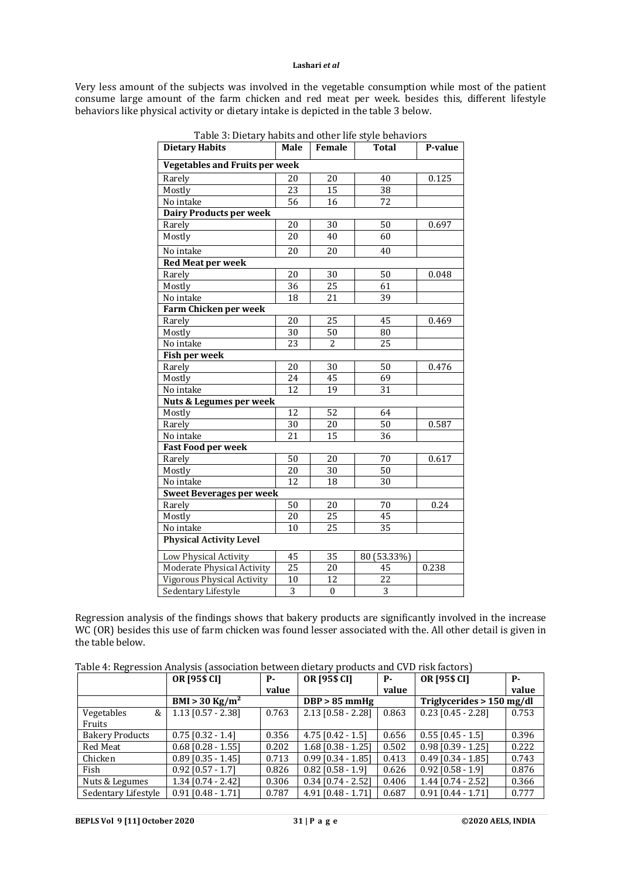Very less amount of the subjects was involved in the vegetable consumption while most of the patient consume large amount of the farm chicken and red meat per week. besides this, different lifestyle behaviors like physical activity or dietary intake is depicted in the table 3 below.

Table 3: Dietary habits and other life style behaviors

| Dietary Habits | Male | Female | Total | P-value |
|---|---|---|---|---|
| **Vegetables and Fruits per week** | | | | |
| Rarely | 20 | 20 | 40 | 0.125 |
| Mostly | 23 | 15 | 38 | |
| No intake | 56 | 16 | 72 | |
| **Dairy Products per week** | | | | |
| Rarely | 20 | 30 | 50 | 0.697 |
| Mostly | 20 | 40 | 60 | |
| No intake | 20 | 20 | 40 | |
| **Red Meat per week** | | | | |
| Rarely | 20 | 30 | 50 | 0.048 |
| Mostly | 36 | 25 | 61 | |
| No intake | 18 | 21 | 39 | |
| **Farm Chicken per week** | | | | |
| Rarely | 20 | 25 | 45 | 0.469 |
| Mostly | 30 | 50 | 80 | |
| No intake | 23 | 2 | 25 | |
| **Fish per week** | | | | |
| Rarely | 20 | 30 | 50 | 0.476 |
| Mostly | 24 | 45 | 69 | |
| No intake | 12 | 19 | 31 | |
| **Nuts & Legumes per week** | | | | |
| Mostly | 12 | 52 | 64 | |
| Rarely | 30 | 20 | 50 | 0.587 |
| No intake | 21 | 15 | 36 | |
| **Fast Food per week** | | | | |
| Rarely | 50 | 20 | 70 | 0.617 |
| Mostly | 20 | 30 | 50 | |
| No intake | 12 | 18 | 30 | |
| **Sweet Beverages per week** | | | | |
| Rarely | 50 | 20 | 70 | 0.24 |
| Mostly | 20 | 25 | 45 | |
| No intake | 10 | 25 | 35 | |
| **Physical Activity Level** | | | | |
| Low Physical Activity | 45 | 35 | 80 (53.33%) | |
| Moderate Physical Activity | 25 | 20 | 45 | 0.238 |
| Vigorous Physical Activity | 10 | 12 | 22 | |
| Sedentary Lifestyle | 3 | 0 | 3 | |

Regression analysis of the findings shows that bakery products are significantly involved in the increase WC (OR) besides this use of farm chicken was found lesser associated with the. All other detail is given in the table below.

Table 4: Regression Analysis (association between dietary products and CVD risk factors)

| | OR [95$ CI] | P-value | OR [95$ CI] | P-value | OR [95$ CI] | P-value |
|---|---|---|---|---|---|---|
| | BMI > 30 Kg/m$^2$ | | DBP > 85 mmHg | | Triglycerides > 150 mg/dl | |
| Vegetables & Fruits | 1.13 [0.57 - 2.38] | 0.763 | 2.13 [0.58 - 2.28] | 0.863 | 0.23 [0.45 - 2.28] | 0.753 |
| Bakery Products | 0.75 [0.32 - 1.4] | 0.356 | 4.75 [0.42 - 1.5] | 0.656 | 0.55 [0.45 - 1.5] | 0.396 |
| Red Meat | 0.68 [0.28 - 1.55] | 0.202 | 1.68 [0.38 - 1.25] | 0.502 | 0.98 [0.39 - 1.25] | 0.222 |
| Chicken | 0.89 [0.35 - 1.45] | 0.713 | 0.99 [0.34 - 1.85] | 0.413 | 0.49 [0.34 - 1.85] | 0.743 |
| Fish | 0.92 [0.57 - 1.7] | 0.826 | 0.82 [0.58 - 1.9] | 0.626 | 0.92 [0.58 - 1.9] | 0.876 |
| Nuts & Legumes | 1.34 [0.74 - 2.42] | 0.306 | 0.34 [0.74 - 2.52] | 0.406 | 1.44 [0.74 - 2.52] | 0.366 |
| Sedentary Lifestyle | 0.91 [0.48 - 1.71] | 0.787 | 4.91 [0.48 - 1.71] | 0.687 | 0.91 [0.44 - 1.71] | 0.777 |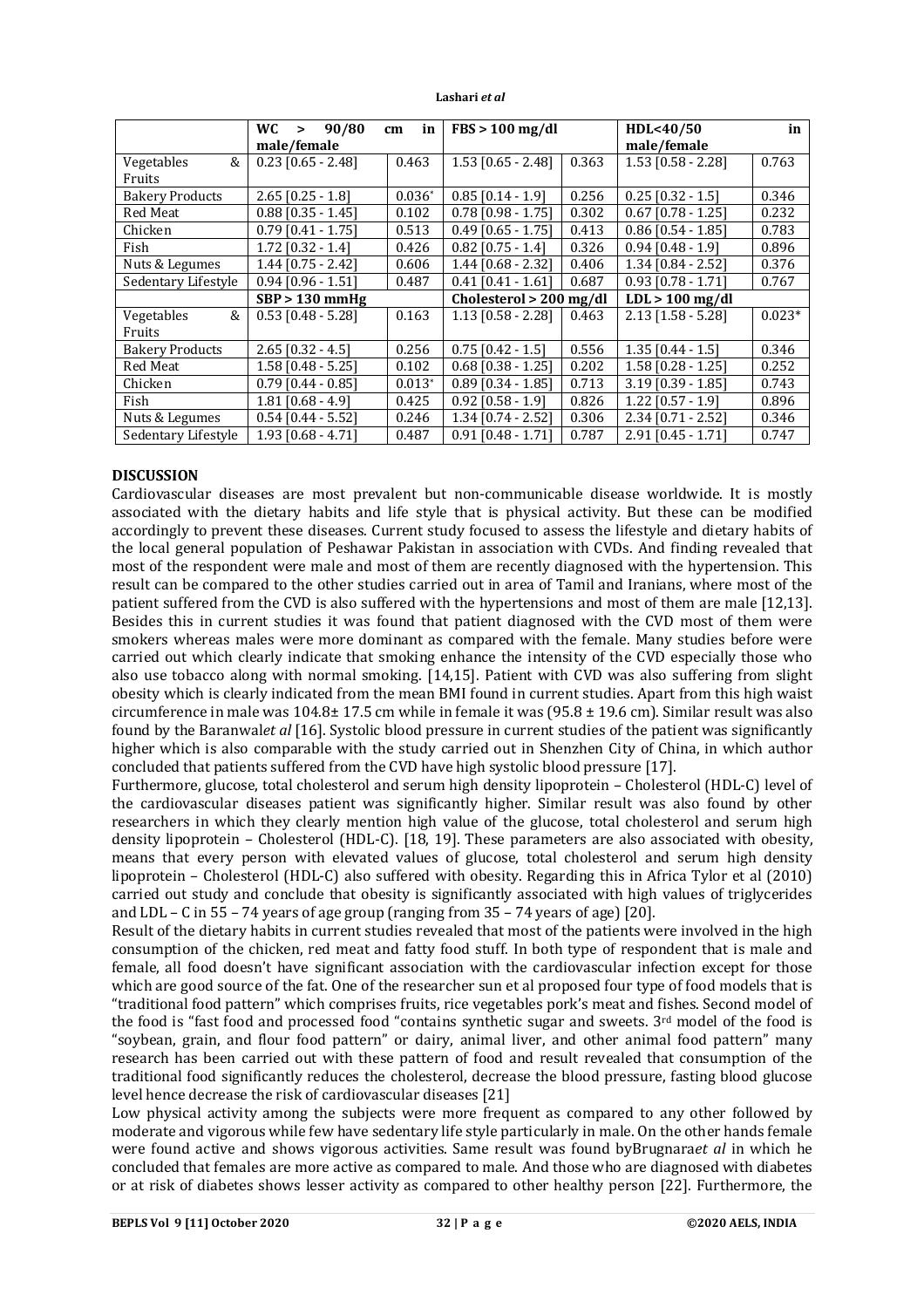| | WC > 90/80 cm in male/female | | FBS > 100 mg/dl | | HDL<40/50 in male/female | |
|---|---|---|---|---|---|---|
| Vegetables & Fruits | 0.23 [0.65 - 2.48] | 0.463 | 1.53 [0.65 - 2.48] | 0.363 | 1.53 [0.58 - 2.28] | 0.763 |
| Bakery Products | 2.65 [0.25 - 1.8] | 0.036* | 0.85 [0.14 - 1.9] | 0.256 | 0.25 [0.32 - 1.5] | 0.346 |
| Red Meat | 0.88 [0.35 - 1.45] | 0.102 | 0.78 [0.98 - 1.75] | 0.302 | 0.67 [0.78 - 1.25] | 0.232 |
| Chicken | 0.79 [0.41 - 1.75] | 0.513 | 0.49 [0.65 - 1.75] | 0.413 | 0.86 [0.54 - 1.85] | 0.783 |
| Fish | 1.72 [0.32 - 1.4] | 0.426 | 0.82 [0.75 - 1.4] | 0.326 | 0.94 [0.48 - 1.9] | 0.896 |
| Nuts & Legumes | 1.44 [0.75 - 2.42] | 0.606 | 1.44 [0.68 - 2.32] | 0.406 | 1.34 [0.84 - 2.52] | 0.376 |
| Sedentary Lifestyle | 0.94 [0.96 - 1.51] | 0.487 | 0.41 [0.41 - 1.61] | 0.687 | 0.93 [0.78 - 1.71] | 0.767 |
| | **SBP > 130 mmHg** | | **Cholesterol > 200 mg/dl** | | **LDL > 100 mg/dl** | |
| Vegetables & Fruits | 0.53 [0.48 - 5.28] | 0.163 | 1.13 [0.58 - 2.28] | 0.463 | 2.13 [1.58 - 5.28] | 0.023* |
| Bakery Products | 2.65 [0.32 - 4.5] | 0.256 | 0.75 [0.42 - 1.5] | 0.556 | 1.35 [0.44 - 1.5] | 0.346 |
| Red Meat | 1.58 [0.48 - 5.25] | 0.102 | 0.68 [0.38 - 1.25] | 0.202 | 1.58 [0.28 - 1.25] | 0.252 |
| Chicken | 0.79 [0.44 - 0.85] | 0.013* | 0.89 [0.34 - 1.85] | 0.713 | 3.19 [0.39 - 1.85] | 0.743 |
| Fish | 1.81 [0.68 - 4.9] | 0.425 | 0.92 [0.58 - 1.9] | 0.826 | 1.22 [0.57 - 1.9] | 0.896 |
| Nuts & Legumes | 0.54 [0.44 - 5.52] | 0.246 | 1.34 [0.74 - 2.52] | 0.306 | 2.34 [0.71 - 2.52] | 0.346 |
| Sedentary Lifestyle | 1.93 [0.68 - 4.71] | 0.487 | 0.91 [0.48 - 1.71] | 0.787 | 2.91 [0.45 - 1.71] | 0.747 |

## DISCUSSION

Cardiovascular diseases are most prevalent but non-communicable disease worldwide. It is mostly associated with the dietary habits and life style that is physical activity. But these can be modified accordingly to prevent these diseases. Current study focused to assess the lifestyle and dietary habits of the local general population of Peshawar Pakistan in association with CVDs. And finding revealed that most of the respondent were male and most of them are recently diagnosed with the hypertension. This result can be compared to the other studies carried out in area of Tamil and Iranians, where most of the patient suffered from the CVD is also suffered with the hypertensions and most of them are male [12,13]. Besides this in current studies it was found that patient diagnosed with the CVD most of them were smokers whereas males were more dominant as compared with the female. Many studies before were carried out which clearly indicate that smoking enhance the intensity of the CVD especially those who also use tobacco along with normal smoking. [14,15]. Patient with CVD was also suffering from slight obesity which is clearly indicated from the mean BMI found in current studies. Apart from this high waist circumference in male was 104.8± 17.5 cm while in female it was (95.8 ± 19.6 cm). Similar result was also found by the Baranwal*et al* [16]. Systolic blood pressure in current studies of the patient was significantly higher which is also comparable with the study carried out in Shenzhen City of China, in which author concluded that patients suffered from the CVD have high systolic blood pressure [17].

Furthermore, glucose, total cholesterol and serum high density lipoprotein – Cholesterol (HDL-C) level of the cardiovascular diseases patient was significantly higher. Similar result was also found by other researchers in which they clearly mention high value of the glucose, total cholesterol and serum high density lipoprotein – Cholesterol (HDL-C). [18, 19]. These parameters are also associated with obesity, means that every person with elevated values of glucose, total cholesterol and serum high density lipoprotein – Cholesterol (HDL-C) also suffered with obesity. Regarding this in Africa Tylor et al (2010) carried out study and conclude that obesity is significantly associated with high values of triglycerides and LDL – C in 55 – 74 years of age group (ranging from 35 – 74 years of age) [20].

Result of the dietary habits in current studies revealed that most of the patients were involved in the high consumption of the chicken, red meat and fatty food stuff. In both type of respondent that is male and female, all food doesn't have significant association with the cardiovascular infection except for those which are good source of the fat. One of the researcher sun et al proposed four type of food models that is "traditional food pattern" which comprises fruits, rice vegetables pork's meat and fishes. Second model of the food is "fast food and processed food "contains synthetic sugar and sweets. 3rd model of the food is "soybean, grain, and flour food pattern" or dairy, animal liver, and other animal food pattern" many research has been carried out with these pattern of food and result revealed that consumption of the traditional food significantly reduces the cholesterol, decrease the blood pressure, fasting blood glucose level hence decrease the risk of cardiovascular diseases [21]

Low physical activity among the subjects were more frequent as compared to any other followed by moderate and vigorous while few have sedentary life style particularly in male. On the other hands female were found active and shows vigorous activities. Same result was found byBrugnara*et al* in which he concluded that females are more active as compared to male. And those who are diagnosed with diabetes or at risk of diabetes shows lesser activity as compared to other healthy person [22]. Furthermore, the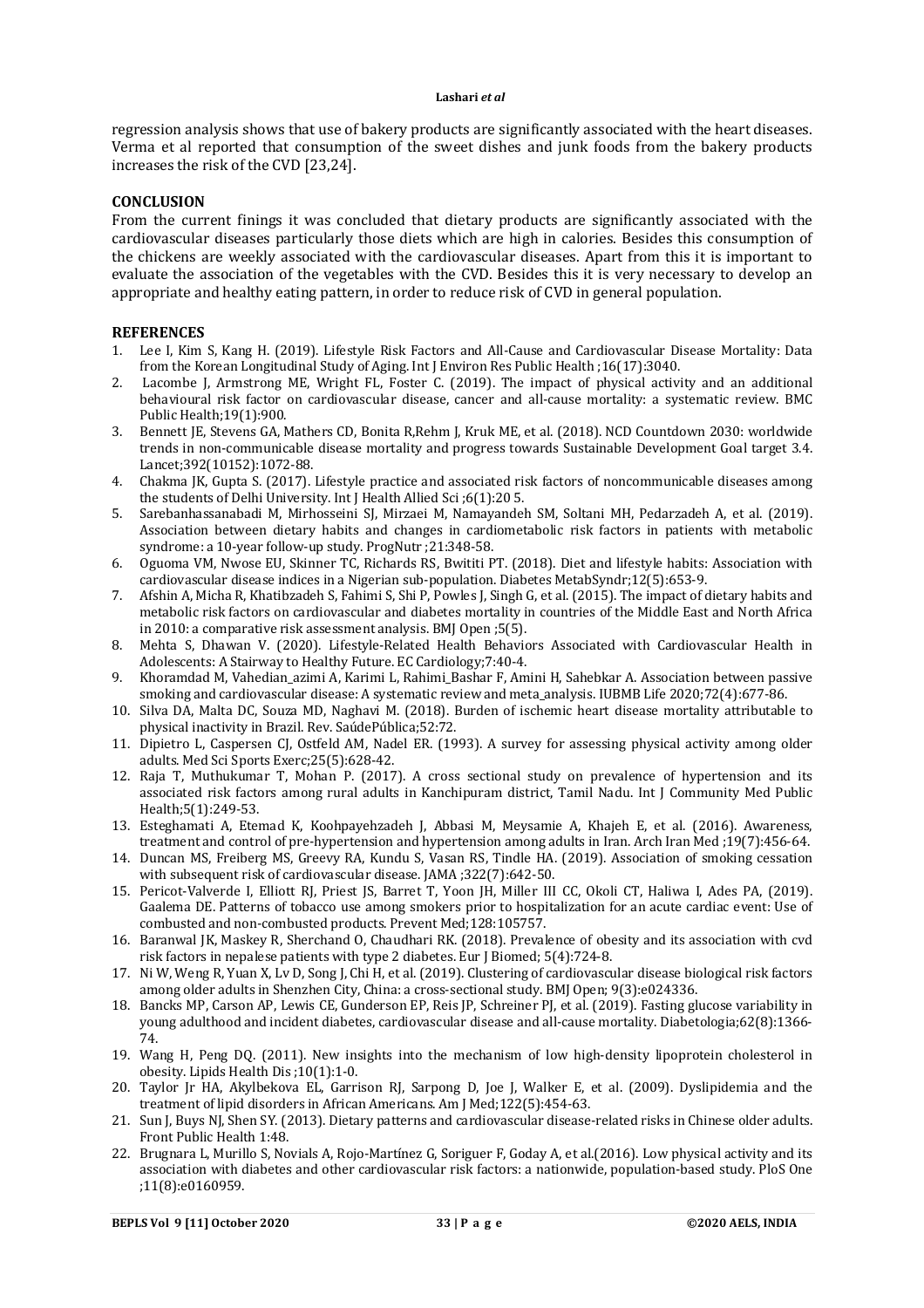regression analysis shows that use of bakery products are significantly associated with the heart diseases. Verma et al reported that consumption of the sweet dishes and junk foods from the bakery products increases the risk of the CVD [23,24].

## CONCLUSION

From the current finings it was concluded that dietary products are significantly associated with the cardiovascular diseases particularly those diets which are high in calories. Besides this consumption of the chickens are weekly associated with the cardiovascular diseases. Apart from this it is important to evaluate the association of the vegetables with the CVD. Besides this it is very necessary to develop an appropriate and healthy eating pattern, in order to reduce risk of CVD in general population.

## REFERENCES

1. Lee I, Kim S, Kang H. (2019). Lifestyle Risk Factors and All-Cause and Cardiovascular Disease Mortality: Data from the Korean Longitudinal Study of Aging. Int J Environ Res Public Health ;16(17):3040.
2. Lacombe J, Armstrong ME, Wright FL, Foster C. (2019). The impact of physical activity and an additional behavioural risk factor on cardiovascular disease, cancer and all-cause mortality: a systematic review. BMC Public Health;19(1):900.
3. Bennett JE, Stevens GA, Mathers CD, Bonita R,Rehm J, Kruk ME, et al. (2018). NCD Countdown 2030: worldwide trends in non-communicable disease mortality and progress towards Sustainable Development Goal target 3.4. Lancet;392(10152):1072-88.
4. Chakma JK, Gupta S. (2017). Lifestyle practice and associated risk factors of noncommunicable diseases among the students of Delhi University. Int J Health Allied Sci ;6(1):20 5.
5. Sarebanhassanabadi M, Mirhosseini SJ, Mirzaei M, Namayandeh SM, Soltani MH, Pedarzadeh A, et al. (2019). Association between dietary habits and changes in cardiometabolic risk factors in patients with metabolic syndrome: a 10-year follow-up study. ProgNutr ;21:348-58.
6. Oguoma VM, Nwose EU, Skinner TC, Richards RS, Bwititi PT. (2018). Diet and lifestyle habits: Association with cardiovascular disease indices in a Nigerian sub-population. Diabetes MetabSyndr;12(5):653-9.
7. Afshin A, Micha R, Khatibzadeh S, Fahimi S, Shi P, Powles J, Singh G, et al. (2015). The impact of dietary habits and metabolic risk factors on cardiovascular and diabetes mortality in countries of the Middle East and North Africa in 2010: a comparative risk assessment analysis. BMJ Open ;5(5).
8. Mehta S, Dhawan V. (2020). Lifestyle-Related Health Behaviors Associated with Cardiovascular Health in Adolescents: A Stairway to Healthy Future. EC Cardiology;7:40-4.
9. Khoramdad M, Vahedian_azimi A, Karimi L, Rahimi_Bashar F, Amini H, Sahebkar A. Association between passive smoking and cardiovascular disease: A systematic review and meta_analysis. IUBMB Life 2020;72(4):677-86.
10. Silva DA, Malta DC, Souza MD, Naghavi M. (2018). Burden of ischemic heart disease mortality attributable to physical inactivity in Brazil. Rev. SaúdePública;52:72.
11. Dipietro L, Caspersen CJ, Ostfeld AM, Nadel ER. (1993). A survey for assessing physical activity among older adults. Med Sci Sports Exerc;25(5):628-42.
12. Raja T, Muthukumar T, Mohan P. (2017). A cross sectional study on prevalence of hypertension and its associated risk factors among rural adults in Kanchipuram district, Tamil Nadu. Int J Community Med Public Health;5(1):249-53.
13. Esteghamati A, Etemad K, Koohpayehzadeh J, Abbasi M, Meysamie A, Khajeh E, et al. (2016). Awareness, treatment and control of pre-hypertension and hypertension among adults in Iran. Arch Iran Med ;19(7):456-64.
14. Duncan MS, Freiberg MS, Greevy RA, Kundu S, Vasan RS, Tindle HA. (2019). Association of smoking cessation with subsequent risk of cardiovascular disease. JAMA ;322(7):642-50.
15. Pericot-Valverde I, Elliott RJ, Priest JS, Barret T, Yoon JH, Miller III CC, Okoli CT, Haliwa I, Ades PA, (2019). Gaalema DE. Patterns of tobacco use among smokers prior to hospitalization for an acute cardiac event: Use of combusted and non-combusted products. Prevent Med;128:105757.
16. Baranwal JK, Maskey R, Sherchand O, Chaudhari RK. (2018). Prevalence of obesity and its association with cvd risk factors in nepalese patients with type 2 diabetes. Eur J Biomed; 5(4):724-8.
17. Ni W, Weng R, Yuan X, Lv D, Song J, Chi H, et al. (2019). Clustering of cardiovascular disease biological risk factors among older adults in Shenzhen City, China: a cross-sectional study. BMJ Open; 9(3):e024336.
18. Bancks MP, Carson AP, Lewis CE, Gunderson EP, Reis JP, Schreiner PJ, et al. (2019). Fasting glucose variability in young adulthood and incident diabetes, cardiovascular disease and all-cause mortality. Diabetologia;62(8):1366-74.
19. Wang H, Peng DQ. (2011). New insights into the mechanism of low high-density lipoprotein cholesterol in obesity. Lipids Health Dis ;10(1):1-0.
20. Taylor Jr HA, Akylbekova EL, Garrison RJ, Sarpong D, Joe J, Walker E, et al. (2009). Dyslipidemia and the treatment of lipid disorders in African Americans. Am J Med;122(5):454-63.
21. Sun J, Buys NJ, Shen SY. (2013). Dietary patterns and cardiovascular disease-related risks in Chinese older adults. Front Public Health 1:48.
22. Brugnara L, Murillo S, Novials A, Rojo-Martínez G, Soriguer F, Goday A, et al.(2016). Low physical activity and its association with diabetes and other cardiovascular risk factors: a nationwide, population-based study. PloS One ;11(8):e0160959.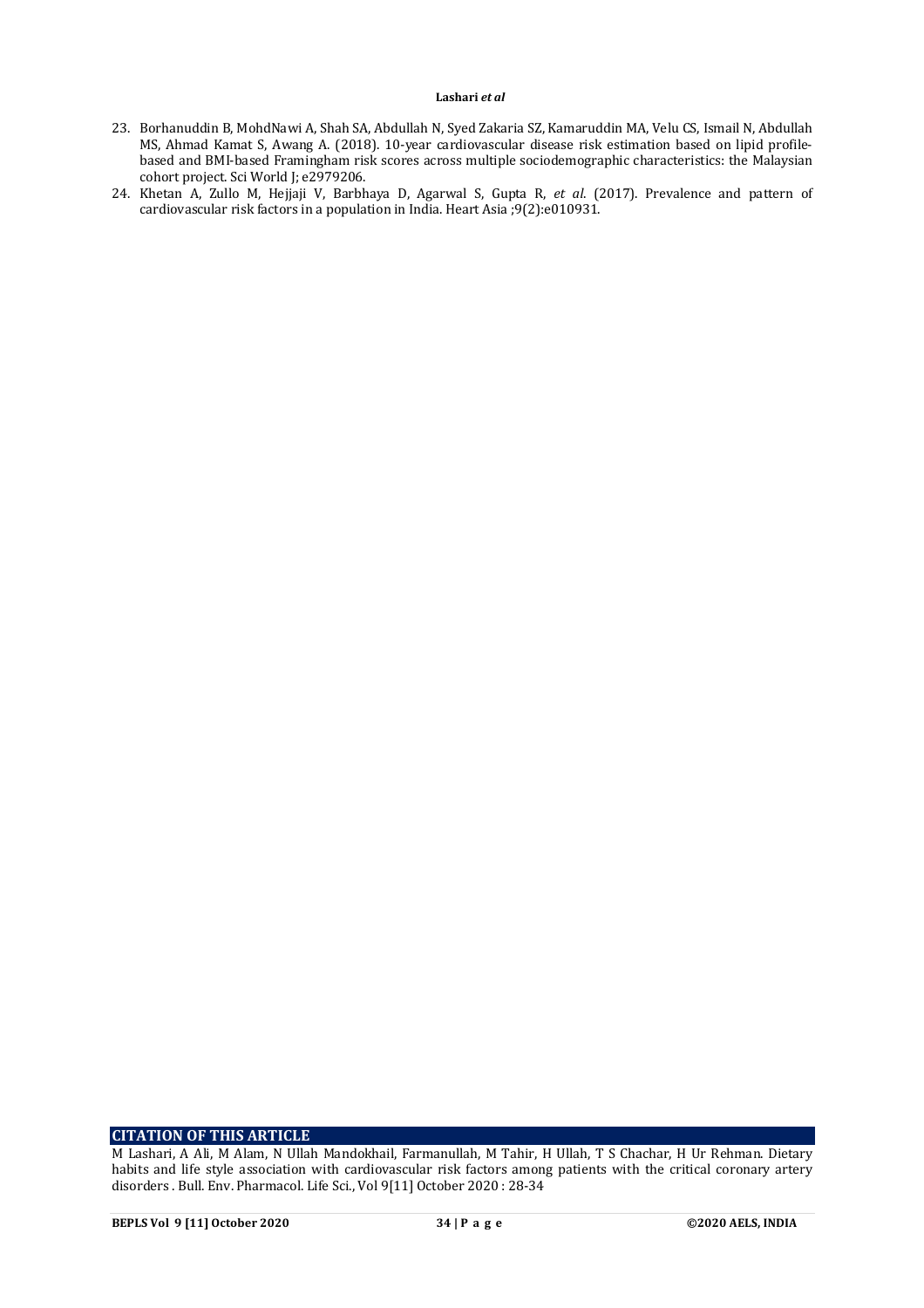23. Borhanuddin B, MohdNawi A, Shah SA, Abdullah N, Syed Zakaria SZ, Kamaruddin MA, Velu CS, Ismail N, Abdullah MS, Ahmad Kamat S, Awang A. (2018). 10-year cardiovascular disease risk estimation based on lipid profile-based and BMI-based Framingham risk scores across multiple sociodemographic characteristics: the Malaysian cohort project. Sci World J; e2979206.
24. Khetan A, Zullo M, Hejjaji V, Barbhaya D, Agarwal S, Gupta R, *et al*. (2017). Prevalence and pattern of cardiovascular risk factors in a population in India. Heart Asia ;9(2):e010931.

## CITATION OF THIS ARTICLE

M Lashari, A Ali, M Alam, N Ullah Mandokhail, Farmanullah, M Tahir, H Ullah, T S Chachar, H Ur Rehman. Dietary habits and life style association with cardiovascular risk factors among patients with the critical coronary artery disorders . Bull. Env. Pharmacol. Life Sci., Vol 9[11] October 2020 : 28-34